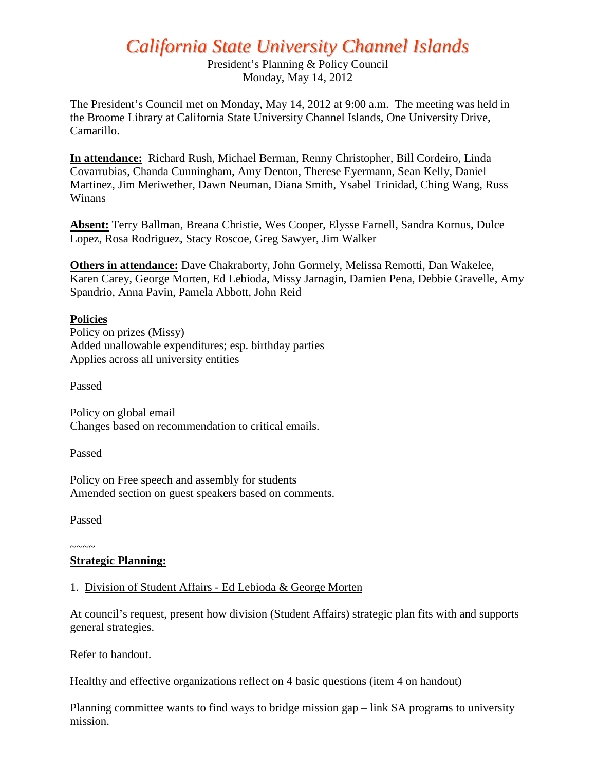# *California State University Channel Islands*

President's Planning & Policy Council
Monday, May 14, 2012

The President's Council met on Monday, May 14, 2012 at 9:00 a.m. The meeting was held in the Broome Library at California State University Channel Islands, One University Drive, Camarillo.

**In attendance:** Richard Rush, Michael Berman, Renny Christopher, Bill Cordeiro, Linda Covarrubias, Chanda Cunningham, Amy Denton, Therese Eyermann, Sean Kelly, Daniel Martinez, Jim Meriwether, Dawn Neuman, Diana Smith, Ysabel Trinidad, Ching Wang, Russ Winans

**Absent:** Terry Ballman, Breana Christie, Wes Cooper, Elysse Farnell, Sandra Kornus, Dulce Lopez, Rosa Rodriguez, Stacy Roscoe, Greg Sawyer, Jim Walker

**Others in attendance:** Dave Chakraborty, John Gormely, Melissa Remotti, Dan Wakelee, Karen Carey, George Morten, Ed Lebioda, Missy Jarnagin, Damien Pena, Debbie Gravelle, Amy Spandrio, Anna Pavin, Pamela Abbott, John Reid

**Policies**

Policy on prizes (Missy)
Added unallowable expenditures; esp. birthday parties
Applies across all university entities

Passed

Policy on global email
Changes based on recommendation to critical emails.

Passed

Policy on Free speech and assembly for students
Amended section on guest speakers based on comments.

Passed

~~~~

**Strategic Planning:**

1. Division of Student Affairs - Ed Lebioda & George Morten

At council's request, present how division (Student Affairs) strategic plan fits with and supports general strategies.

Refer to handout.

Healthy and effective organizations reflect on 4 basic questions (item 4 on handout)

Planning committee wants to find ways to bridge mission gap – link SA programs to university mission.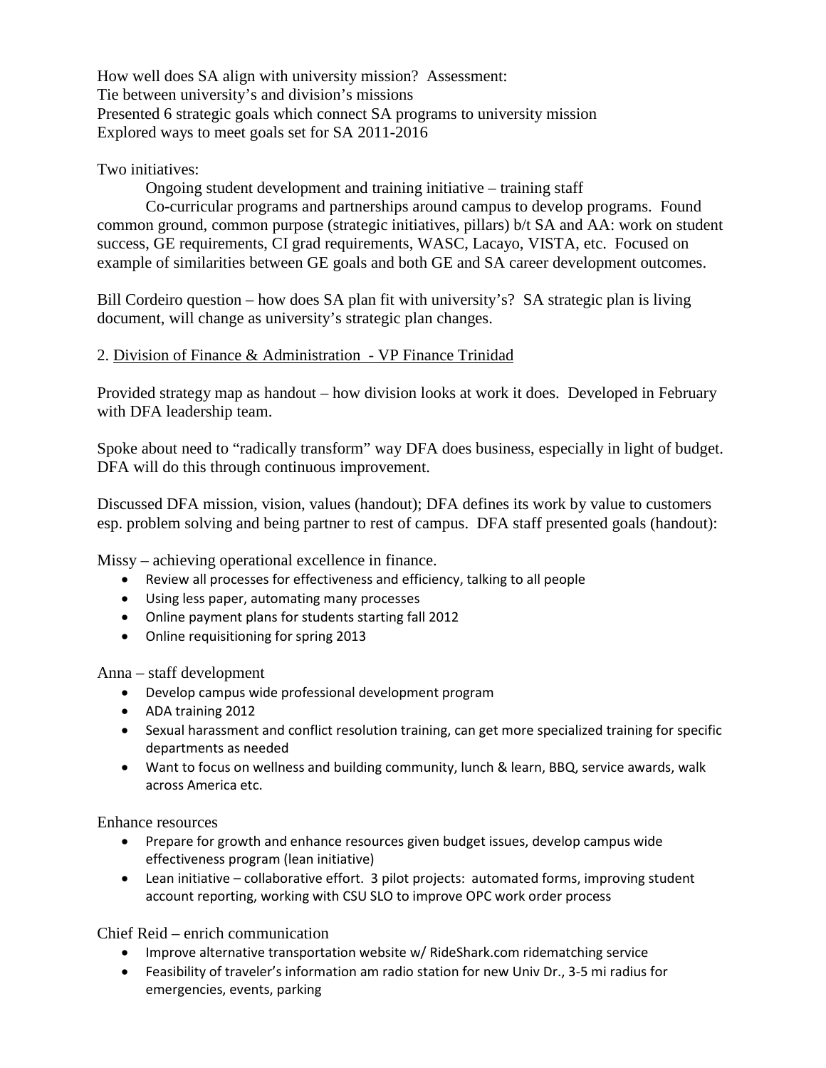How well does SA align with university mission? Assessment:
Tie between university's and division's missions
Presented 6 strategic goals which connect SA programs to university mission
Explored ways to meet goals set for SA 2011-2016

Two initiatives:

Ongoing student development and training initiative – training staff

Co-curricular programs and partnerships around campus to develop programs. Found common ground, common purpose (strategic initiatives, pillars) b/t SA and AA: work on student success, GE requirements, CI grad requirements, WASC, Lacayo, VISTA, etc. Focused on example of similarities between GE goals and both GE and SA career development outcomes.

Bill Cordeiro question – how does SA plan fit with university's? SA strategic plan is living document, will change as university's strategic plan changes.

2. <u>Division of Finance & Administration - VP Finance Trinidad</u>

Provided strategy map as handout – how division looks at work it does. Developed in February with DFA leadership team.

Spoke about need to "radically transform" way DFA does business, especially in light of budget. DFA will do this through continuous improvement.

Discussed DFA mission, vision, values (handout); DFA defines its work by value to customers esp. problem solving and being partner to rest of campus. DFA staff presented goals (handout):

Missy – achieving operational excellence in finance.

- Review all processes for effectiveness and efficiency, talking to all people
- Using less paper, automating many processes
- Online payment plans for students starting fall 2012
- Online requisitioning for spring 2013

Anna – staff development

- Develop campus wide professional development program
- ADA training 2012
- Sexual harassment and conflict resolution training, can get more specialized training for specific departments as needed
- Want to focus on wellness and building community, lunch & learn, BBQ, service awards, walk across America etc.

Enhance resources

- Prepare for growth and enhance resources given budget issues, develop campus wide effectiveness program (lean initiative)
- Lean initiative – collaborative effort. 3 pilot projects: automated forms, improving student account reporting, working with CSU SLO to improve OPC work order process

Chief Reid – enrich communication

- Improve alternative transportation website w/ RideShark.com ridematching service
- Feasibility of traveler's information am radio station for new Univ Dr., 3-5 mi radius for emergencies, events, parking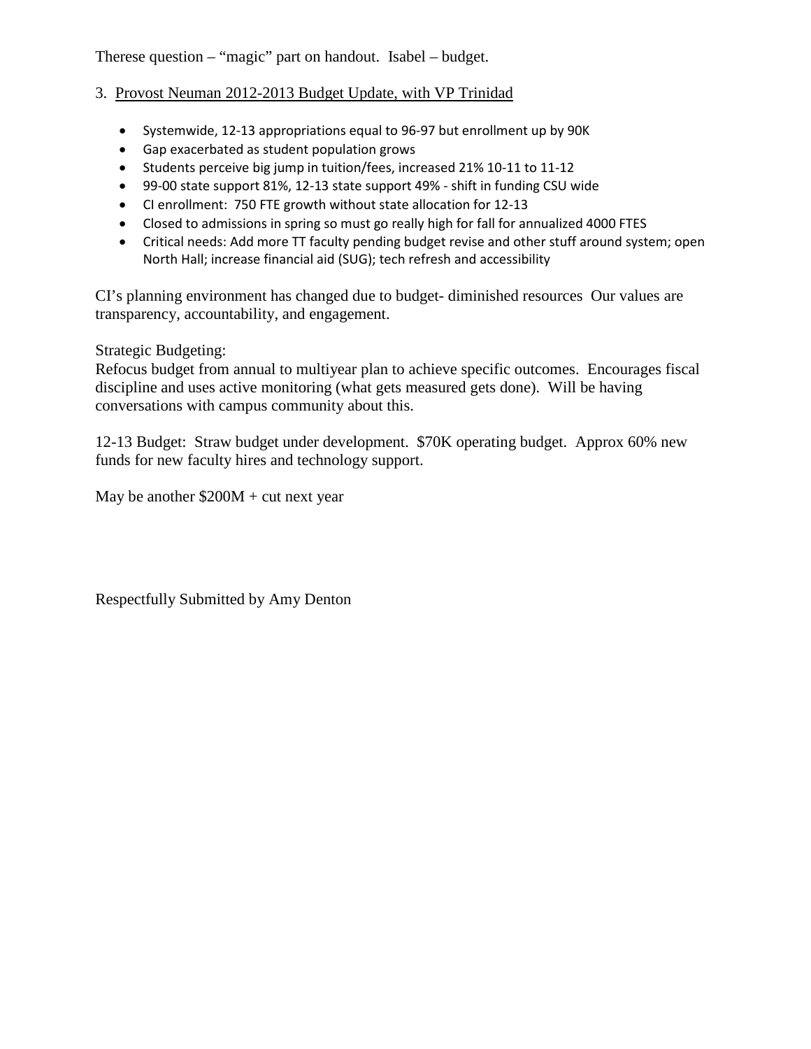Therese question – "magic" part on handout. Isabel – budget.

3. Provost Neuman 2012-2013 Budget Update, with VP Trinidad

- Systemwide, 12-13 appropriations equal to 96-97 but enrollment up by 90K
- Gap exacerbated as student population grows
- Students perceive big jump in tuition/fees, increased 21% 10-11 to 11-12
- 99-00 state support 81%, 12-13 state support 49% - shift in funding CSU wide
- CI enrollment: 750 FTE growth without state allocation for 12-13
- Closed to admissions in spring so must go really high for fall for annualized 4000 FTES
- Critical needs: Add more TT faculty pending budget revise and other stuff around system; open North Hall; increase financial aid (SUG); tech refresh and accessibility

CI's planning environment has changed due to budget- diminished resources Our values are transparency, accountability, and engagement.

Strategic Budgeting:
Refocus budget from annual to multiyear plan to achieve specific outcomes. Encourages fiscal discipline and uses active monitoring (what gets measured gets done). Will be having conversations with campus community about this.

12-13 Budget: Straw budget under development. $70K operating budget. Approx 60% new funds for new faculty hires and technology support.

May be another $200M + cut next year

Respectfully Submitted by Amy Denton